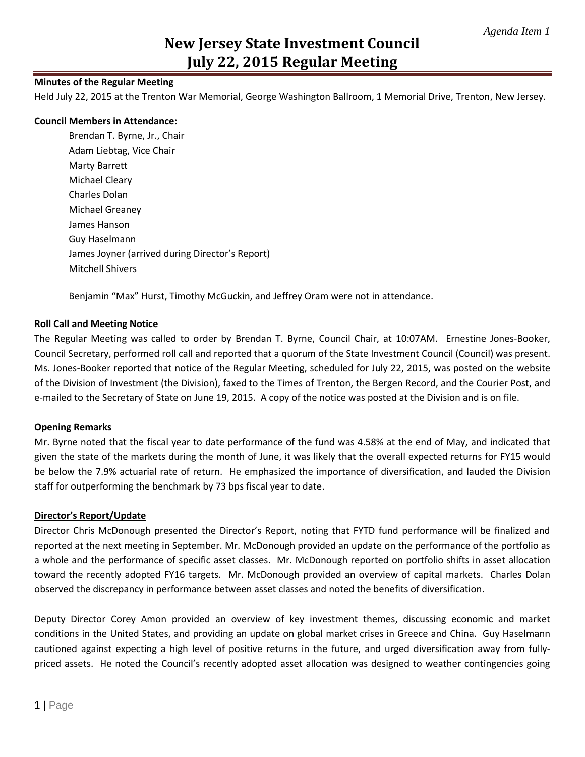*Agenda Item 1*

# New Jersey State Investment Council
# July 22, 2015 Regular Meeting

**Minutes of the Regular Meeting**

Held July 22, 2015 at the Trenton War Memorial, George Washington Ballroom, 1 Memorial Drive, Trenton, New Jersey.

**Council Members in Attendance:**

Brendan T. Byrne, Jr., Chair
Adam Liebtag, Vice Chair
Marty Barrett
Michael Cleary
Charles Dolan
Michael Greaney
James Hanson
Guy Haselmann
James Joyner (arrived during Director's Report)
Mitchell Shivers

Benjamin "Max" Hurst, Timothy McGuckin, and Jeffrey Oram were not in attendance.

**Roll Call and Meeting Notice**

The Regular Meeting was called to order by Brendan T. Byrne, Council Chair, at 10:07AM. Ernestine Jones-Booker, Council Secretary, performed roll call and reported that a quorum of the State Investment Council (Council) was present. Ms. Jones-Booker reported that notice of the Regular Meeting, scheduled for July 22, 2015, was posted on the website of the Division of Investment (the Division), faxed to the Times of Trenton, the Bergen Record, and the Courier Post, and e-mailed to the Secretary of State on June 19, 2015. A copy of the notice was posted at the Division and is on file.

**Opening Remarks**

Mr. Byrne noted that the fiscal year to date performance of the fund was 4.58% at the end of May, and indicated that given the state of the markets during the month of June, it was likely that the overall expected returns for FY15 would be below the 7.9% actuarial rate of return. He emphasized the importance of diversification, and lauded the Division staff for outperforming the benchmark by 73 bps fiscal year to date.

**Director's Report/Update**

Director Chris McDonough presented the Director's Report, noting that FYTD fund performance will be finalized and reported at the next meeting in September. Mr. McDonough provided an update on the performance of the portfolio as a whole and the performance of specific asset classes. Mr. McDonough reported on portfolio shifts in asset allocation toward the recently adopted FY16 targets. Mr. McDonough provided an overview of capital markets. Charles Dolan observed the discrepancy in performance between asset classes and noted the benefits of diversification.

Deputy Director Corey Amon provided an overview of key investment themes, discussing economic and market conditions in the United States, and providing an update on global market crises in Greece and China. Guy Haselmann cautioned against expecting a high level of positive returns in the future, and urged diversification away from fully-priced assets. He noted the Council's recently adopted asset allocation was designed to weather contingencies going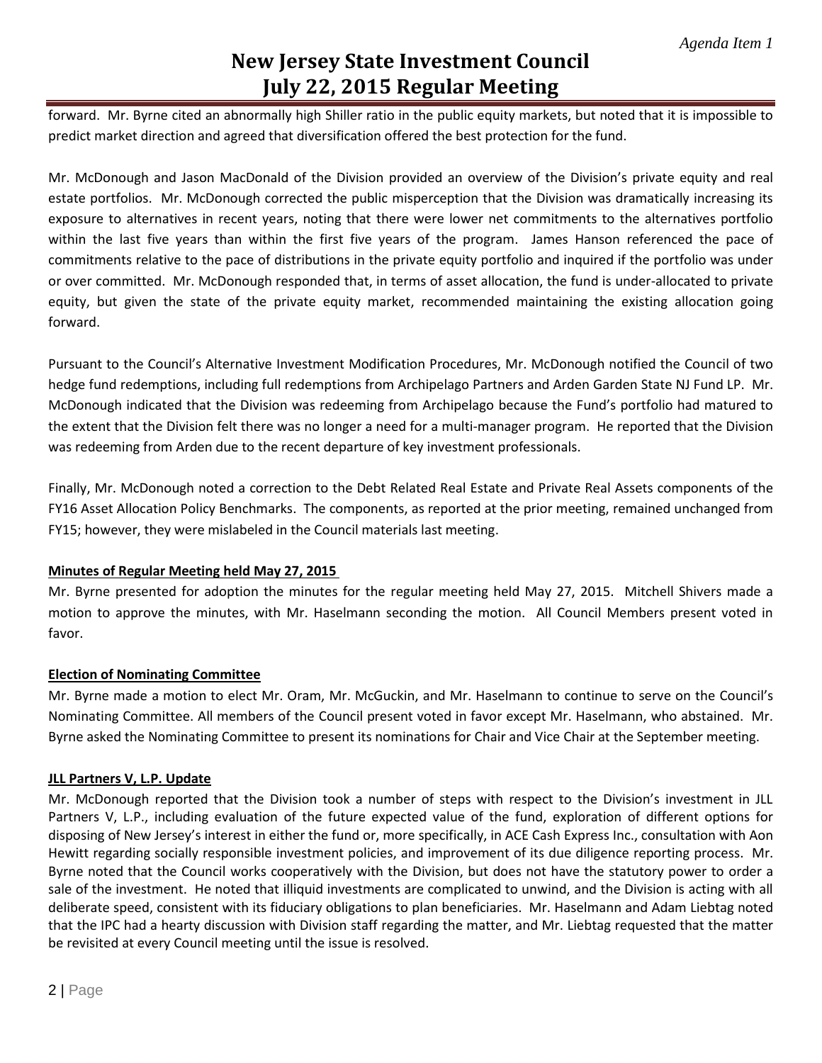forward. Mr. Byrne cited an abnormally high Shiller ratio in the public equity markets, but noted that it is impossible to predict market direction and agreed that diversification offered the best protection for the fund.

Mr. McDonough and Jason MacDonald of the Division provided an overview of the Division's private equity and real estate portfolios. Mr. McDonough corrected the public misperception that the Division was dramatically increasing its exposure to alternatives in recent years, noting that there were lower net commitments to the alternatives portfolio within the last five years than within the first five years of the program. James Hanson referenced the pace of commitments relative to the pace of distributions in the private equity portfolio and inquired if the portfolio was under or over committed. Mr. McDonough responded that, in terms of asset allocation, the fund is under-allocated to private equity, but given the state of the private equity market, recommended maintaining the existing allocation going forward.

Pursuant to the Council's Alternative Investment Modification Procedures, Mr. McDonough notified the Council of two hedge fund redemptions, including full redemptions from Archipelago Partners and Arden Garden State NJ Fund LP. Mr. McDonough indicated that the Division was redeeming from Archipelago because the Fund's portfolio had matured to the extent that the Division felt there was no longer a need for a multi-manager program. He reported that the Division was redeeming from Arden due to the recent departure of key investment professionals.

Finally, Mr. McDonough noted a correction to the Debt Related Real Estate and Private Real Assets components of the FY16 Asset Allocation Policy Benchmarks. The components, as reported at the prior meeting, remained unchanged from FY15; however, they were mislabeled in the Council materials last meeting.

**Minutes of Regular Meeting held May 27, 2015**

Mr. Byrne presented for adoption the minutes for the regular meeting held May 27, 2015. Mitchell Shivers made a motion to approve the minutes, with Mr. Haselmann seconding the motion. All Council Members present voted in favor.

**Election of Nominating Committee**

Mr. Byrne made a motion to elect Mr. Oram, Mr. McGuckin, and Mr. Haselmann to continue to serve on the Council's Nominating Committee. All members of the Council present voted in favor except Mr. Haselmann, who abstained. Mr. Byrne asked the Nominating Committee to present its nominations for Chair and Vice Chair at the September meeting.

**JLL Partners V, L.P. Update**

Mr. McDonough reported that the Division took a number of steps with respect to the Division's investment in JLL Partners V, L.P., including evaluation of the future expected value of the fund, exploration of different options for disposing of New Jersey's interest in either the fund or, more specifically, in ACE Cash Express Inc., consultation with Aon Hewitt regarding socially responsible investment policies, and improvement of its due diligence reporting process. Mr. Byrne noted that the Council works cooperatively with the Division, but does not have the statutory power to order a sale of the investment. He noted that illiquid investments are complicated to unwind, and the Division is acting with all deliberate speed, consistent with its fiduciary obligations to plan beneficiaries. Mr. Haselmann and Adam Liebtag noted that the IPC had a hearty discussion with Division staff regarding the matter, and Mr. Liebtag requested that the matter be revisited at every Council meeting until the issue is resolved.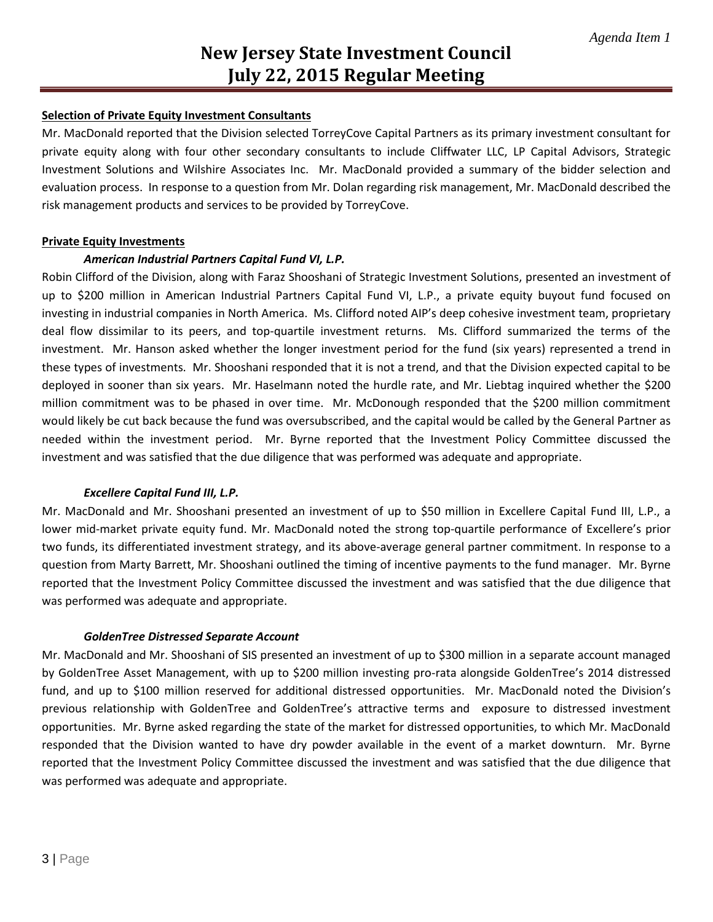**Selection of Private Equity Investment Consultants**

Mr. MacDonald reported that the Division selected TorreyCove Capital Partners as its primary investment consultant for private equity along with four other secondary consultants to include Cliffwater LLC, LP Capital Advisors, Strategic Investment Solutions and Wilshire Associates Inc. Mr. MacDonald provided a summary of the bidder selection and evaluation process. In response to a question from Mr. Dolan regarding risk management, Mr. MacDonald described the risk management products and services to be provided by TorreyCove.

**Private Equity Investments**

***American Industrial Partners Capital Fund VI, L.P.***

Robin Clifford of the Division, along with Faraz Shooshani of Strategic Investment Solutions, presented an investment of up to $200 million in American Industrial Partners Capital Fund VI, L.P., a private equity buyout fund focused on investing in industrial companies in North America. Ms. Clifford noted AIP's deep cohesive investment team, proprietary deal flow dissimilar to its peers, and top-quartile investment returns. Ms. Clifford summarized the terms of the investment. Mr. Hanson asked whether the longer investment period for the fund (six years) represented a trend in these types of investments. Mr. Shooshani responded that it is not a trend, and that the Division expected capital to be deployed in sooner than six years. Mr. Haselmann noted the hurdle rate, and Mr. Liebtag inquired whether the $200 million commitment was to be phased in over time. Mr. McDonough responded that the $200 million commitment would likely be cut back because the fund was oversubscribed, and the capital would be called by the General Partner as needed within the investment period. Mr. Byrne reported that the Investment Policy Committee discussed the investment and was satisfied that the due diligence that was performed was adequate and appropriate.

***Excellere Capital Fund III, L.P.***

Mr. MacDonald and Mr. Shooshani presented an investment of up to $50 million in Excellere Capital Fund III, L.P., a lower mid-market private equity fund. Mr. MacDonald noted the strong top-quartile performance of Excellere's prior two funds, its differentiated investment strategy, and its above-average general partner commitment. In response to a question from Marty Barrett, Mr. Shooshani outlined the timing of incentive payments to the fund manager. Mr. Byrne reported that the Investment Policy Committee discussed the investment and was satisfied that the due diligence that was performed was adequate and appropriate.

***GoldenTree Distressed Separate Account***

Mr. MacDonald and Mr. Shooshani of SIS presented an investment of up to $300 million in a separate account managed by GoldenTree Asset Management, with up to $200 million investing pro-rata alongside GoldenTree's 2014 distressed fund, and up to $100 million reserved for additional distressed opportunities. Mr. MacDonald noted the Division's previous relationship with GoldenTree and GoldenTree's attractive terms and exposure to distressed investment opportunities. Mr. Byrne asked regarding the state of the market for distressed opportunities, to which Mr. MacDonald responded that the Division wanted to have dry powder available in the event of a market downturn. Mr. Byrne reported that the Investment Policy Committee discussed the investment and was satisfied that the due diligence that was performed was adequate and appropriate.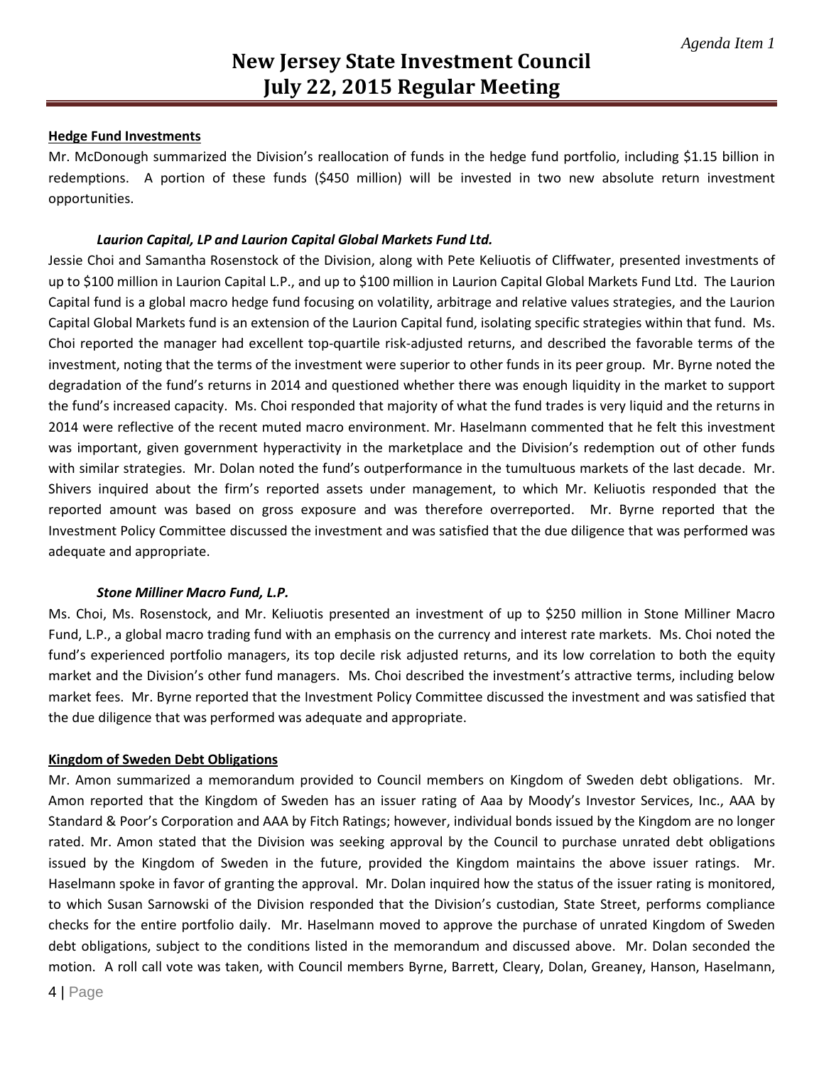**Hedge Fund Investments**

Mr. McDonough summarized the Division's reallocation of funds in the hedge fund portfolio, including $1.15 billion in redemptions. A portion of these funds ($450 million) will be invested in two new absolute return investment opportunities.

***Laurion Capital, LP and Laurion Capital Global Markets Fund Ltd.***

Jessie Choi and Samantha Rosenstock of the Division, along with Pete Keliuotis of Cliffwater, presented investments of up to $100 million in Laurion Capital L.P., and up to $100 million in Laurion Capital Global Markets Fund Ltd. The Laurion Capital fund is a global macro hedge fund focusing on volatility, arbitrage and relative values strategies, and the Laurion Capital Global Markets fund is an extension of the Laurion Capital fund, isolating specific strategies within that fund. Ms. Choi reported the manager had excellent top-quartile risk-adjusted returns, and described the favorable terms of the investment, noting that the terms of the investment were superior to other funds in its peer group. Mr. Byrne noted the degradation of the fund's returns in 2014 and questioned whether there was enough liquidity in the market to support the fund's increased capacity. Ms. Choi responded that majority of what the fund trades is very liquid and the returns in 2014 were reflective of the recent muted macro environment. Mr. Haselmann commented that he felt this investment was important, given government hyperactivity in the marketplace and the Division's redemption out of other funds with similar strategies. Mr. Dolan noted the fund's outperformance in the tumultuous markets of the last decade. Mr. Shivers inquired about the firm's reported assets under management, to which Mr. Keliuotis responded that the reported amount was based on gross exposure and was therefore overreported. Mr. Byrne reported that the Investment Policy Committee discussed the investment and was satisfied that the due diligence that was performed was adequate and appropriate.

***Stone Milliner Macro Fund, L.P.***

Ms. Choi, Ms. Rosenstock, and Mr. Keliuotis presented an investment of up to $250 million in Stone Milliner Macro Fund, L.P., a global macro trading fund with an emphasis on the currency and interest rate markets. Ms. Choi noted the fund's experienced portfolio managers, its top decile risk adjusted returns, and its low correlation to both the equity market and the Division's other fund managers. Ms. Choi described the investment's attractive terms, including below market fees. Mr. Byrne reported that the Investment Policy Committee discussed the investment and was satisfied that the due diligence that was performed was adequate and appropriate.

**Kingdom of Sweden Debt Obligations**

Mr. Amon summarized a memorandum provided to Council members on Kingdom of Sweden debt obligations. Mr. Amon reported that the Kingdom of Sweden has an issuer rating of Aaa by Moody's Investor Services, Inc., AAA by Standard & Poor's Corporation and AAA by Fitch Ratings; however, individual bonds issued by the Kingdom are no longer rated. Mr. Amon stated that the Division was seeking approval by the Council to purchase unrated debt obligations issued by the Kingdom of Sweden in the future, provided the Kingdom maintains the above issuer ratings. Mr. Haselmann spoke in favor of granting the approval. Mr. Dolan inquired how the status of the issuer rating is monitored, to which Susan Sarnowski of the Division responded that the Division's custodian, State Street, performs compliance checks for the entire portfolio daily. Mr. Haselmann moved to approve the purchase of unrated Kingdom of Sweden debt obligations, subject to the conditions listed in the memorandum and discussed above. Mr. Dolan seconded the motion. A roll call vote was taken, with Council members Byrne, Barrett, Cleary, Dolan, Greaney, Hanson, Haselmann,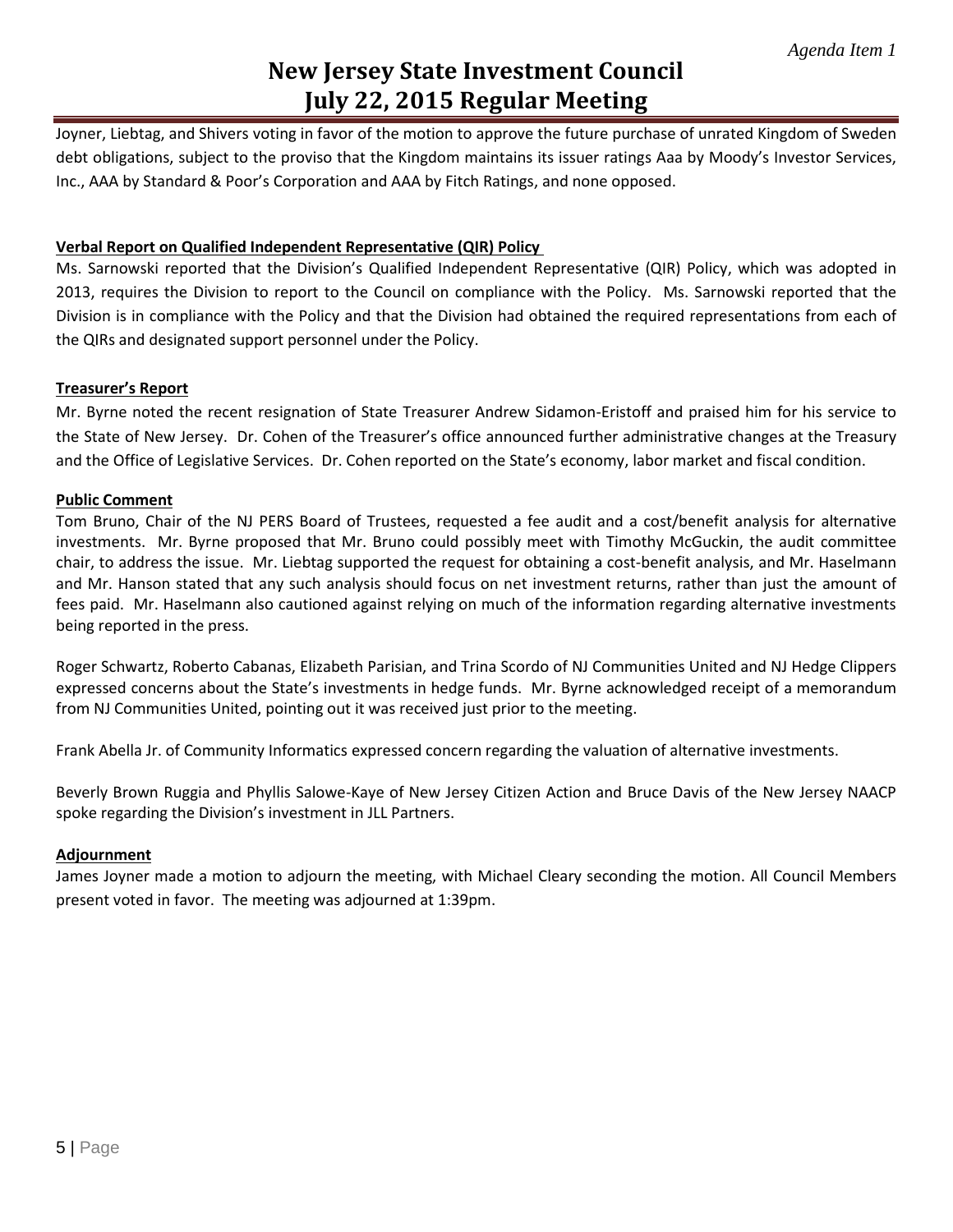Joyner, Liebtag, and Shivers voting in favor of the motion to approve the future purchase of unrated Kingdom of Sweden debt obligations, subject to the proviso that the Kingdom maintains its issuer ratings Aaa by Moody's Investor Services, Inc., AAA by Standard & Poor's Corporation and AAA by Fitch Ratings, and none opposed.

**Verbal Report on Qualified Independent Representative (QIR) Policy**

Ms. Sarnowski reported that the Division's Qualified Independent Representative (QIR) Policy, which was adopted in 2013, requires the Division to report to the Council on compliance with the Policy. Ms. Sarnowski reported that the Division is in compliance with the Policy and that the Division had obtained the required representations from each of the QIRs and designated support personnel under the Policy.

**Treasurer's Report**

Mr. Byrne noted the recent resignation of State Treasurer Andrew Sidamon-Eristoff and praised him for his service to the State of New Jersey. Dr. Cohen of the Treasurer's office announced further administrative changes at the Treasury and the Office of Legislative Services. Dr. Cohen reported on the State's economy, labor market and fiscal condition.

**Public Comment**

Tom Bruno, Chair of the NJ PERS Board of Trustees, requested a fee audit and a cost/benefit analysis for alternative investments. Mr. Byrne proposed that Mr. Bruno could possibly meet with Timothy McGuckin, the audit committee chair, to address the issue. Mr. Liebtag supported the request for obtaining a cost-benefit analysis, and Mr. Haselmann and Mr. Hanson stated that any such analysis should focus on net investment returns, rather than just the amount of fees paid. Mr. Haselmann also cautioned against relying on much of the information regarding alternative investments being reported in the press.

Roger Schwartz, Roberto Cabanas, Elizabeth Parisian, and Trina Scordo of NJ Communities United and NJ Hedge Clippers expressed concerns about the State's investments in hedge funds. Mr. Byrne acknowledged receipt of a memorandum from NJ Communities United, pointing out it was received just prior to the meeting.

Frank Abella Jr. of Community Informatics expressed concern regarding the valuation of alternative investments.

Beverly Brown Ruggia and Phyllis Salowe-Kaye of New Jersey Citizen Action and Bruce Davis of the New Jersey NAACP spoke regarding the Division's investment in JLL Partners.

**Adjournment**

James Joyner made a motion to adjourn the meeting, with Michael Cleary seconding the motion. All Council Members present voted in favor. The meeting was adjourned at 1:39pm.